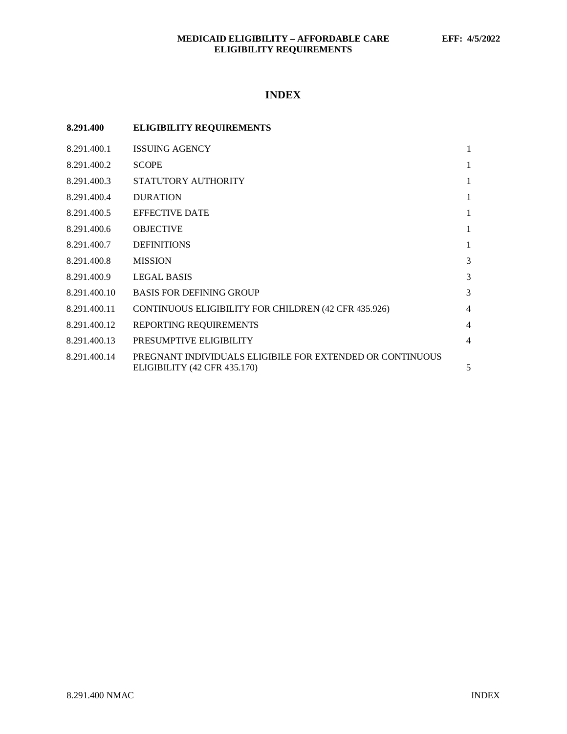# INDEX

| 8.291.400 | ELIGIBILITY REQUIREMENTS | |
|---|---|---|
| 8.291.400.1 | ISSUING AGENCY | 1 |
| 8.291.400.2 | SCOPE | 1 |
| 8.291.400.3 | STATUTORY AUTHORITY | 1 |
| 8.291.400.4 | DURATION | 1 |
| 8.291.400.5 | EFFECTIVE DATE | 1 |
| 8.291.400.6 | OBJECTIVE | 1 |
| 8.291.400.7 | DEFINITIONS | 1 |
| 8.291.400.8 | MISSION | 3 |
| 8.291.400.9 | LEGAL BASIS | 3 |
| 8.291.400.10 | BASIS FOR DEFINING GROUP | 3 |
| 8.291.400.11 | CONTINUOUS ELIGIBILITY FOR CHILDREN (42 CFR 435.926) | 4 |
| 8.291.400.12 | REPORTING REQUIREMENTS | 4 |
| 8.291.400.13 | PRESUMPTIVE ELIGIBILITY | 4 |
| 8.291.400.14 | PREGNANT INDIVIDUALS ELIGIBILE FOR EXTENDED OR CONTINUOUS ELIGIBILITY (42 CFR 435.170) | 5 |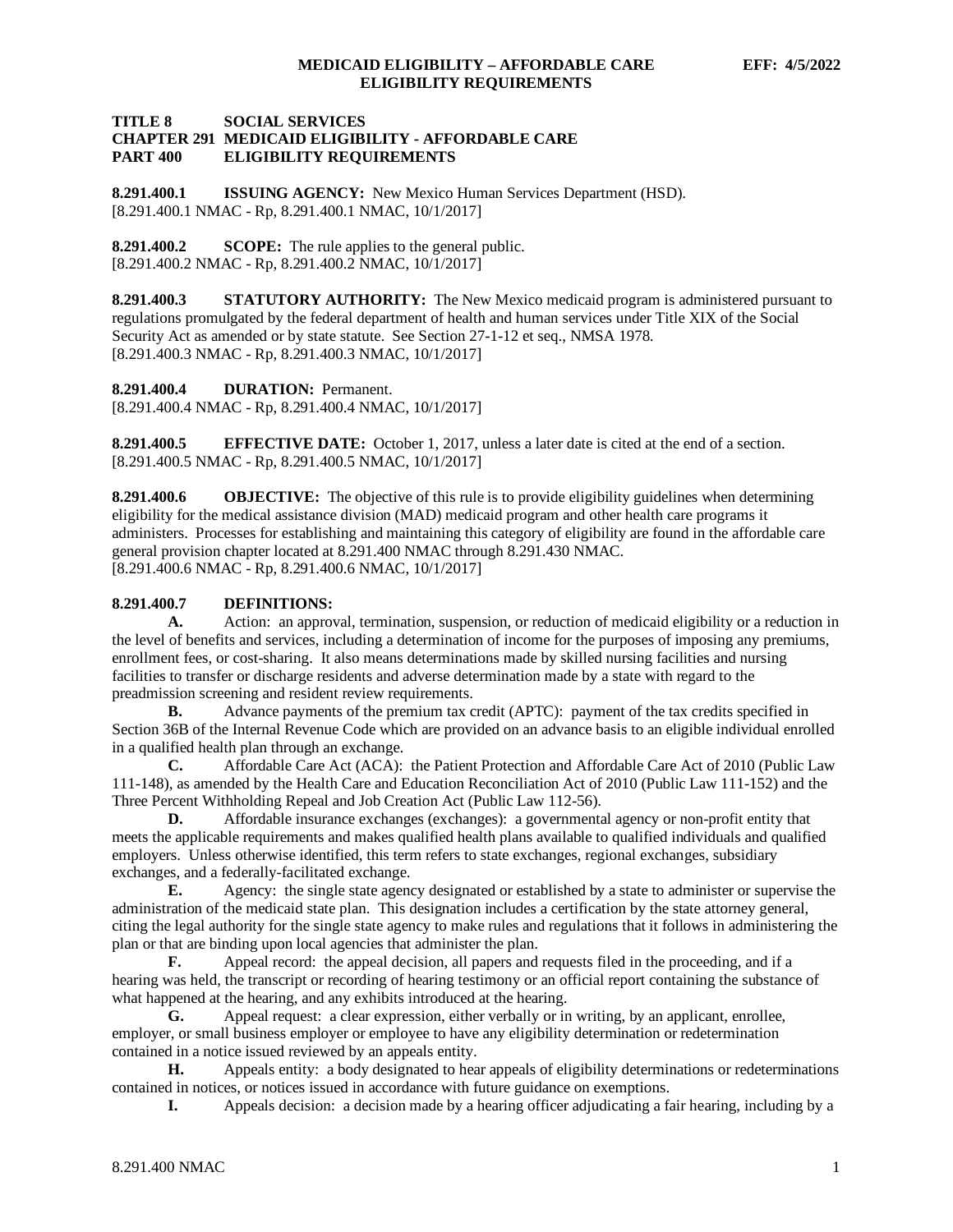**TITLE 8 SOCIAL SERVICES**
**CHAPTER 291 MEDICAID ELIGIBILITY - AFFORDABLE CARE**
**PART 400 ELIGIBILITY REQUIREMENTS**

**8.291.400.1 ISSUING AGENCY:** New Mexico Human Services Department (HSD).
[8.291.400.1 NMAC - Rp, 8.291.400.1 NMAC, 10/1/2017]

**8.291.400.2 SCOPE:** The rule applies to the general public.
[8.291.400.2 NMAC - Rp, 8.291.400.2 NMAC, 10/1/2017]

**8.291.400.3 STATUTORY AUTHORITY:** The New Mexico medicaid program is administered pursuant to regulations promulgated by the federal department of health and human services under Title XIX of the Social Security Act as amended or by state statute. See Section 27-1-12 et seq., NMSA 1978.
[8.291.400.3 NMAC - Rp, 8.291.400.3 NMAC, 10/1/2017]

**8.291.400.4 DURATION:** Permanent.
[8.291.400.4 NMAC - Rp, 8.291.400.4 NMAC, 10/1/2017]

**8.291.400.5 EFFECTIVE DATE:** October 1, 2017, unless a later date is cited at the end of a section.
[8.291.400.5 NMAC - Rp, 8.291.400.5 NMAC, 10/1/2017]

**8.291.400.6 OBJECTIVE:** The objective of this rule is to provide eligibility guidelines when determining eligibility for the medical assistance division (MAD) medicaid program and other health care programs it administers. Processes for establishing and maintaining this category of eligibility are found in the affordable care general provision chapter located at 8.291.400 NMAC through 8.291.430 NMAC.
[8.291.400.6 NMAC - Rp, 8.291.400.6 NMAC, 10/1/2017]

**8.291.400.7 DEFINITIONS:**

**A.** Action: an approval, termination, suspension, or reduction of medicaid eligibility or a reduction in the level of benefits and services, including a determination of income for the purposes of imposing any premiums, enrollment fees, or cost-sharing. It also means determinations made by skilled nursing facilities and nursing facilities to transfer or discharge residents and adverse determination made by a state with regard to the preadmission screening and resident review requirements.

**B.** Advance payments of the premium tax credit (APTC): payment of the tax credits specified in Section 36B of the Internal Revenue Code which are provided on an advance basis to an eligible individual enrolled in a qualified health plan through an exchange.

**C.** Affordable Care Act (ACA): the Patient Protection and Affordable Care Act of 2010 (Public Law 111-148), as amended by the Health Care and Education Reconciliation Act of 2010 (Public Law 111-152) and the Three Percent Withholding Repeal and Job Creation Act (Public Law 112-56).

**D.** Affordable insurance exchanges (exchanges): a governmental agency or non-profit entity that meets the applicable requirements and makes qualified health plans available to qualified individuals and qualified employers. Unless otherwise identified, this term refers to state exchanges, regional exchanges, subsidiary exchanges, and a federally-facilitated exchange.

**E.** Agency: the single state agency designated or established by a state to administer or supervise the administration of the medicaid state plan. This designation includes a certification by the state attorney general, citing the legal authority for the single state agency to make rules and regulations that it follows in administering the plan or that are binding upon local agencies that administer the plan.

**F.** Appeal record: the appeal decision, all papers and requests filed in the proceeding, and if a hearing was held, the transcript or recording of hearing testimony or an official report containing the substance of what happened at the hearing, and any exhibits introduced at the hearing.

**G.** Appeal request: a clear expression, either verbally or in writing, by an applicant, enrollee, employer, or small business employer or employee to have any eligibility determination or redetermination contained in a notice issued reviewed by an appeals entity.

**H.** Appeals entity: a body designated to hear appeals of eligibility determinations or redeterminations contained in notices, or notices issued in accordance with future guidance on exemptions.

**I.** Appeals decision: a decision made by a hearing officer adjudicating a fair hearing, including by a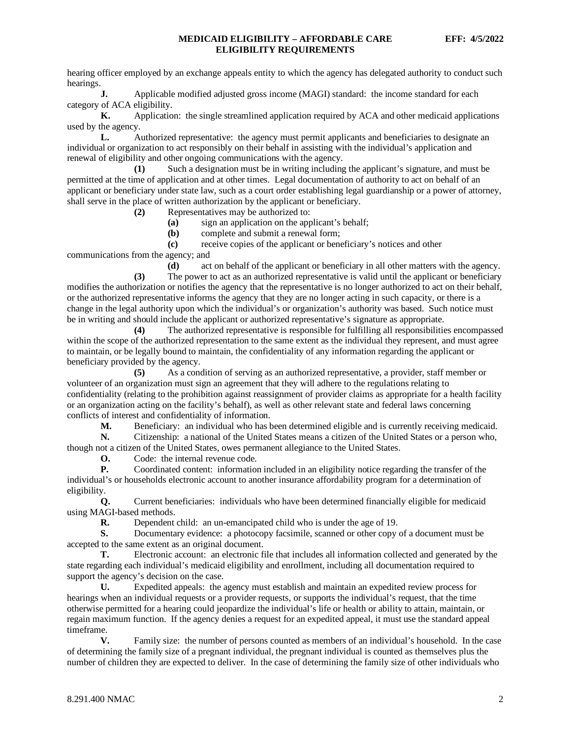hearing officer employed by an exchange appeals entity to which the agency has delegated authority to conduct such hearings.

**J.** Applicable modified adjusted gross income (MAGI) standard: the income standard for each category of ACA eligibility.

**K.** Application: the single streamlined application required by ACA and other medicaid applications used by the agency.

**L.** Authorized representative: the agency must permit applicants and beneficiaries to designate an individual or organization to act responsibly on their behalf in assisting with the individual's application and renewal of eligibility and other ongoing communications with the agency.

**(1)** Such a designation must be in writing including the applicant's signature, and must be permitted at the time of application and at other times. Legal documentation of authority to act on behalf of an applicant or beneficiary under state law, such as a court order establishing legal guardianship or a power of attorney, shall serve in the place of written authorization by the applicant or beneficiary.

**(2)** Representatives may be authorized to:

**(a)** sign an application on the applicant's behalf;

**(b)** complete and submit a renewal form;

**(c)** receive copies of the applicant or beneficiary's notices and other communications from the agency; and

**(d)** act on behalf of the applicant or beneficiary in all other matters with the agency.

**(3)** The power to act as an authorized representative is valid until the applicant or beneficiary modifies the authorization or notifies the agency that the representative is no longer authorized to act on their behalf, or the authorized representative informs the agency that they are no longer acting in such capacity, or there is a change in the legal authority upon which the individual's or organization's authority was based. Such notice must be in writing and should include the applicant or authorized representative's signature as appropriate.

**(4)** The authorized representative is responsible for fulfilling all responsibilities encompassed within the scope of the authorized representation to the same extent as the individual they represent, and must agree to maintain, or be legally bound to maintain, the confidentiality of any information regarding the applicant or beneficiary provided by the agency.

**(5)** As a condition of serving as an authorized representative, a provider, staff member or volunteer of an organization must sign an agreement that they will adhere to the regulations relating to confidentiality (relating to the prohibition against reassignment of provider claims as appropriate for a health facility or an organization acting on the facility's behalf), as well as other relevant state and federal laws concerning conflicts of interest and confidentiality of information.

**M.** Beneficiary: an individual who has been determined eligible and is currently receiving medicaid.

**N.** Citizenship: a national of the United States means a citizen of the United States or a person who, though not a citizen of the United States, owes permanent allegiance to the United States.

**O.** Code: the internal revenue code.

**P.** Coordinated content: information included in an eligibility notice regarding the transfer of the individual's or households electronic account to another insurance affordability program for a determination of eligibility.

**Q.** Current beneficiaries: individuals who have been determined financially eligible for medicaid using MAGI-based methods.

**R.** Dependent child: an un-emancipated child who is under the age of 19.

**S.** Documentary evidence: a photocopy facsimile, scanned or other copy of a document must be accepted to the same extent as an original document.

**T.** Electronic account: an electronic file that includes all information collected and generated by the state regarding each individual's medicaid eligibility and enrollment, including all documentation required to support the agency's decision on the case.

**U.** Expedited appeals: the agency must establish and maintain an expedited review process for hearings when an individual requests or a provider requests, or supports the individual's request, that the time otherwise permitted for a hearing could jeopardize the individual's life or health or ability to attain, maintain, or regain maximum function. If the agency denies a request for an expedited appeal, it must use the standard appeal timeframe.

**V.** Family size: the number of persons counted as members of an individual's household. In the case of determining the family size of a pregnant individual, the pregnant individual is counted as themselves plus the number of children they are expected to deliver. In the case of determining the family size of other individuals who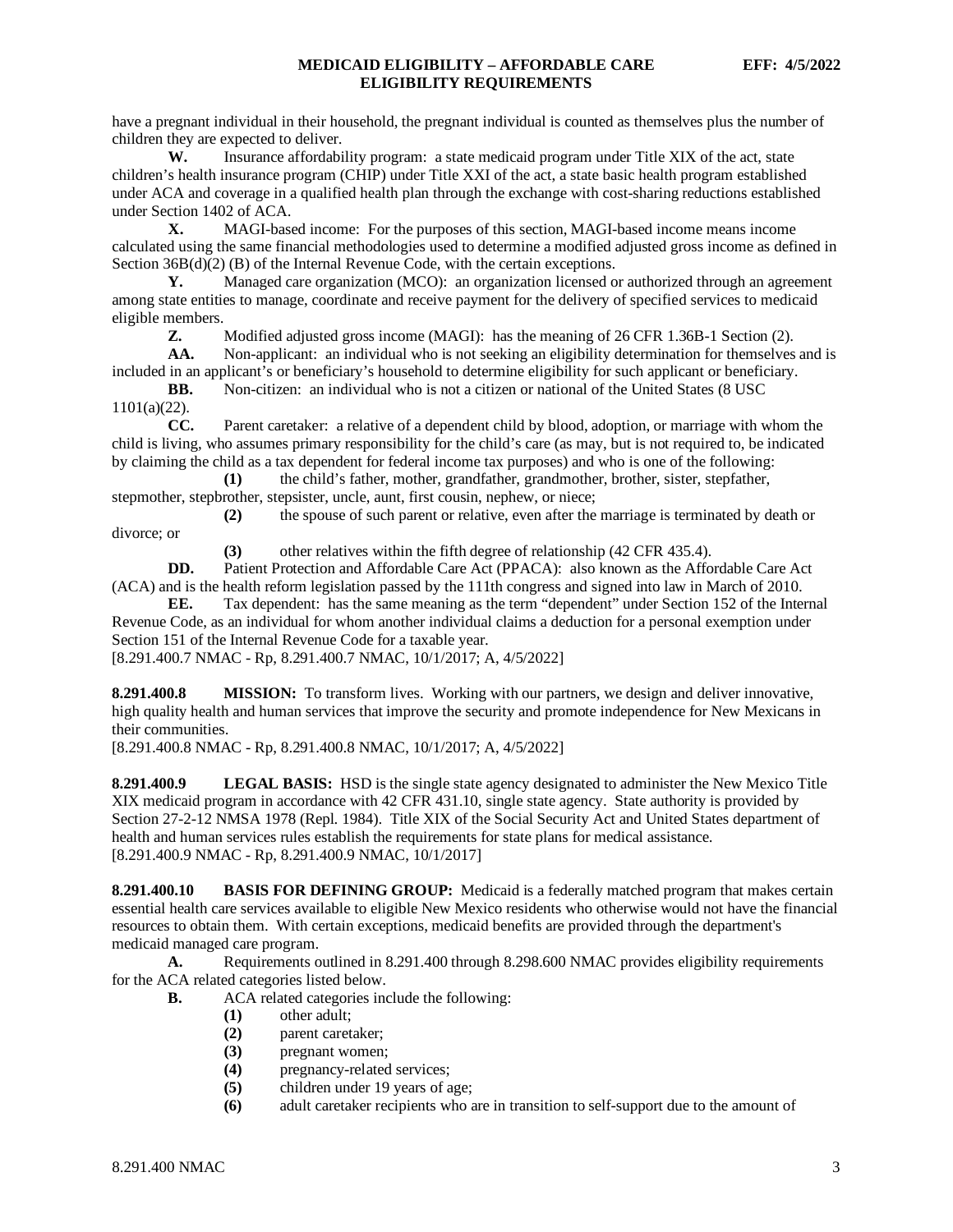have a pregnant individual in their household, the pregnant individual is counted as themselves plus the number of children they are expected to deliver.

**W.** Insurance affordability program: a state medicaid program under Title XIX of the act, state children's health insurance program (CHIP) under Title XXI of the act, a state basic health program established under ACA and coverage in a qualified health plan through the exchange with cost-sharing reductions established under Section 1402 of ACA.

**X.** MAGI-based income: For the purposes of this section, MAGI-based income means income calculated using the same financial methodologies used to determine a modified adjusted gross income as defined in Section 36B(d)(2) (B) of the Internal Revenue Code, with the certain exceptions.

**Y.** Managed care organization (MCO): an organization licensed or authorized through an agreement among state entities to manage, coordinate and receive payment for the delivery of specified services to medicaid eligible members.

**Z.** Modified adjusted gross income (MAGI): has the meaning of 26 CFR 1.36B-1 Section (2).

**AA.** Non-applicant: an individual who is not seeking an eligibility determination for themselves and is included in an applicant's or beneficiary's household to determine eligibility for such applicant or beneficiary.

**BB.** Non-citizen: an individual who is not a citizen or national of the United States (8 USC 1101(a)(22).

**CC.** Parent caretaker: a relative of a dependent child by blood, adoption, or marriage with whom the child is living, who assumes primary responsibility for the child's care (as may, but is not required to, be indicated by claiming the child as a tax dependent for federal income tax purposes) and who is one of the following:

**(1)** the child's father, mother, grandfather, grandmother, brother, sister, stepfather, stepmother, stepbrother, stepsister, uncle, aunt, first cousin, nephew, or niece;

**(2)** the spouse of such parent or relative, even after the marriage is terminated by death or divorce; or

**(3)** other relatives within the fifth degree of relationship (42 CFR 435.4).

**DD.** Patient Protection and Affordable Care Act (PPACA): also known as the Affordable Care Act (ACA) and is the health reform legislation passed by the 111th congress and signed into law in March of 2010.

**EE.** Tax dependent: has the same meaning as the term "dependent" under Section 152 of the Internal Revenue Code, as an individual for whom another individual claims a deduction for a personal exemption under Section 151 of the Internal Revenue Code for a taxable year.

[8.291.400.7 NMAC - Rp, 8.291.400.7 NMAC, 10/1/2017; A, 4/5/2022]

**8.291.400.8 MISSION:** To transform lives. Working with our partners, we design and deliver innovative, high quality health and human services that improve the security and promote independence for New Mexicans in their communities.

[8.291.400.8 NMAC - Rp, 8.291.400.8 NMAC, 10/1/2017; A, 4/5/2022]

**8.291.400.9 LEGAL BASIS:** HSD is the single state agency designated to administer the New Mexico Title XIX medicaid program in accordance with 42 CFR 431.10, single state agency. State authority is provided by Section 27-2-12 NMSA 1978 (Repl. 1984). Title XIX of the Social Security Act and United States department of health and human services rules establish the requirements for state plans for medical assistance.

[8.291.400.9 NMAC - Rp, 8.291.400.9 NMAC, 10/1/2017]

**8.291.400.10 BASIS FOR DEFINING GROUP:** Medicaid is a federally matched program that makes certain essential health care services available to eligible New Mexico residents who otherwise would not have the financial resources to obtain them. With certain exceptions, medicaid benefits are provided through the department's medicaid managed care program.

**A.** Requirements outlined in 8.291.400 through 8.298.600 NMAC provides eligibility requirements for the ACA related categories listed below.

**B.** ACA related categories include the following:

**(1)** other adult;

**(2)** parent caretaker;

**(3)** pregnant women;

**(4)** pregnancy-related services;

**(5)** children under 19 years of age;

**(6)** adult caretaker recipients who are in transition to self-support due to the amount of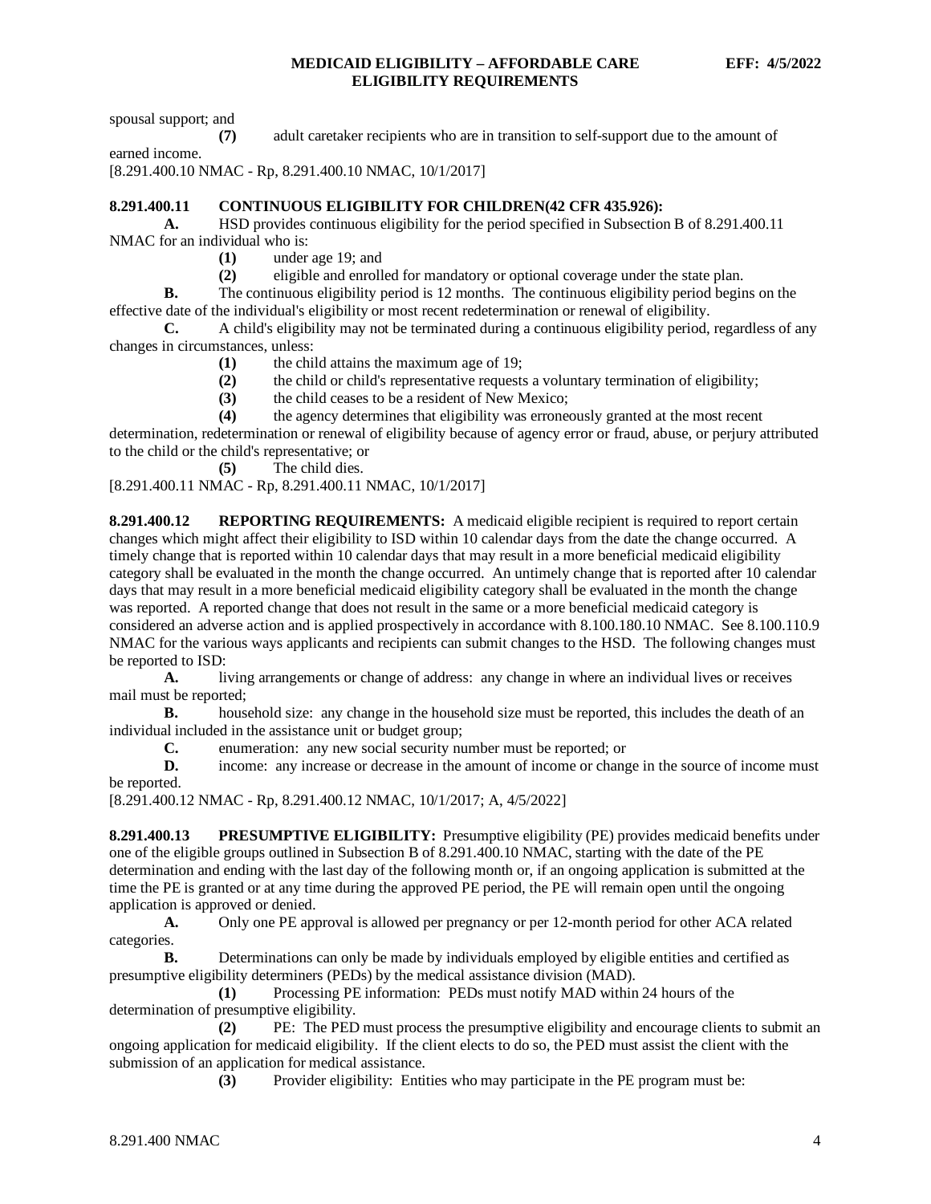spousal support; and

**(7)** adult caretaker recipients who are in transition to self-support due to the amount of earned income.

[8.291.400.10 NMAC - Rp, 8.291.400.10 NMAC, 10/1/2017]

**8.291.400.11 CONTINUOUS ELIGIBILITY FOR CHILDREN(42 CFR 435.926):**

**A.** HSD provides continuous eligibility for the period specified in Subsection B of 8.291.400.11 NMAC for an individual who is:

**(1)** under age 19; and

**(2)** eligible and enrolled for mandatory or optional coverage under the state plan.

**B.** The continuous eligibility period is 12 months. The continuous eligibility period begins on the effective date of the individual's eligibility or most recent redetermination or renewal of eligibility.

**C.** A child's eligibility may not be terminated during a continuous eligibility period, regardless of any changes in circumstances, unless:

**(1)** the child attains the maximum age of 19;

**(2)** the child or child's representative requests a voluntary termination of eligibility;

**(3)** the child ceases to be a resident of New Mexico;

**(4)** the agency determines that eligibility was erroneously granted at the most recent determination, redetermination or renewal of eligibility because of agency error or fraud, abuse, or perjury attributed to the child or the child's representative; or

**(5)** The child dies.

[8.291.400.11 NMAC - Rp, 8.291.400.11 NMAC, 10/1/2017]

**8.291.400.12 REPORTING REQUIREMENTS:** A medicaid eligible recipient is required to report certain changes which might affect their eligibility to ISD within 10 calendar days from the date the change occurred. A timely change that is reported within 10 calendar days that may result in a more beneficial medicaid eligibility category shall be evaluated in the month the change occurred. An untimely change that is reported after 10 calendar days that may result in a more beneficial medicaid eligibility category shall be evaluated in the month the change was reported. A reported change that does not result in the same or a more beneficial medicaid category is considered an adverse action and is applied prospectively in accordance with 8.100.180.10 NMAC. See 8.100.110.9 NMAC for the various ways applicants and recipients can submit changes to the HSD. The following changes must be reported to ISD:

**A.** living arrangements or change of address: any change in where an individual lives or receives mail must be reported;

**B.** household size: any change in the household size must be reported, this includes the death of an individual included in the assistance unit or budget group;

**C.** enumeration: any new social security number must be reported; or

**D.** income: any increase or decrease in the amount of income or change in the source of income must be reported.

[8.291.400.12 NMAC - Rp, 8.291.400.12 NMAC, 10/1/2017; A, 4/5/2022]

**8.291.400.13 PRESUMPTIVE ELIGIBILITY:** Presumptive eligibility (PE) provides medicaid benefits under one of the eligible groups outlined in Subsection B of 8.291.400.10 NMAC, starting with the date of the PE determination and ending with the last day of the following month or, if an ongoing application is submitted at the time the PE is granted or at any time during the approved PE period, the PE will remain open until the ongoing application is approved or denied.

**A.** Only one PE approval is allowed per pregnancy or per 12-month period for other ACA related categories.

**B.** Determinations can only be made by individuals employed by eligible entities and certified as presumptive eligibility determiners (PEDs) by the medical assistance division (MAD).

**(1)** Processing PE information: PEDs must notify MAD within 24 hours of the determination of presumptive eligibility.

**(2)** PE: The PED must process the presumptive eligibility and encourage clients to submit an ongoing application for medicaid eligibility. If the client elects to do so, the PED must assist the client with the submission of an application for medical assistance.

**(3)** Provider eligibility: Entities who may participate in the PE program must be: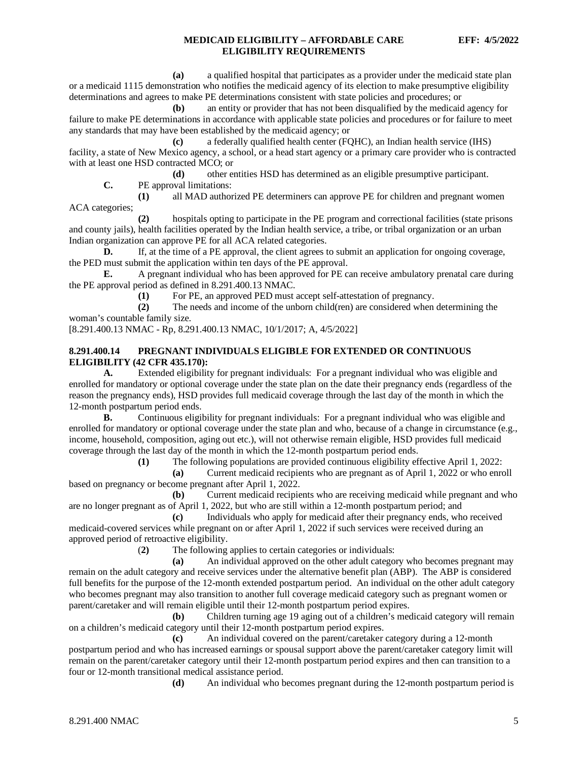**(a)** a qualified hospital that participates as a provider under the medicaid state plan or a medicaid 1115 demonstration who notifies the medicaid agency of its election to make presumptive eligibility determinations and agrees to make PE determinations consistent with state policies and procedures; or

**(b)** an entity or provider that has not been disqualified by the medicaid agency for failure to make PE determinations in accordance with applicable state policies and procedures or for failure to meet any standards that may have been established by the medicaid agency; or

**(c)** a federally qualified health center (FQHC), an Indian health service (IHS) facility, a state of New Mexico agency, a school, or a head start agency or a primary care provider who is contracted with at least one HSD contracted MCO; or

**(d)** other entities HSD has determined as an eligible presumptive participant.

**C.** PE approval limitations:

**(1)** all MAD authorized PE determiners can approve PE for children and pregnant women ACA categories;

**(2)** hospitals opting to participate in the PE program and correctional facilities (state prisons and county jails), health facilities operated by the Indian health service, a tribe, or tribal organization or an urban Indian organization can approve PE for all ACA related categories.

**D.** If, at the time of a PE approval, the client agrees to submit an application for ongoing coverage, the PED must submit the application within ten days of the PE approval.

**E.** A pregnant individual who has been approved for PE can receive ambulatory prenatal care during the PE approval period as defined in 8.291.400.13 NMAC.

**(1)** For PE, an approved PED must accept self-attestation of pregnancy.

**(2)** The needs and income of the unborn child(ren) are considered when determining the woman's countable family size.

[8.291.400.13 NMAC - Rp, 8.291.400.13 NMAC, 10/1/2017; A, 4/5/2022]

**8.291.400.14 PREGNANT INDIVIDUALS ELIGIBLE FOR EXTENDED OR CONTINUOUS ELIGIBILITY (42 CFR 435.170):**

**A.** Extended eligibility for pregnant individuals: For a pregnant individual who was eligible and enrolled for mandatory or optional coverage under the state plan on the date their pregnancy ends (regardless of the reason the pregnancy ends), HSD provides full medicaid coverage through the last day of the month in which the 12-month postpartum period ends.

**B.** Continuous eligibility for pregnant individuals: For a pregnant individual who was eligible and enrolled for mandatory or optional coverage under the state plan and who, because of a change in circumstance (e.g., income, household, composition, aging out etc.), will not otherwise remain eligible, HSD provides full medicaid coverage through the last day of the month in which the 12-month postpartum period ends.

**(1)** The following populations are provided continuous eligibility effective April 1, 2022:

**(a)** Current medicaid recipients who are pregnant as of April 1, 2022 or who enroll based on pregnancy or become pregnant after April 1, 2022.

**(b)** Current medicaid recipients who are receiving medicaid while pregnant and who are no longer pregnant as of April 1, 2022, but who are still within a 12-month postpartum period; and

**(c)** Individuals who apply for medicaid after their pregnancy ends, who received medicaid-covered services while pregnant on or after April 1, 2022 if such services were received during an approved period of retroactive eligibility.

(**2)** The following applies to certain categories or individuals:

**(a)** An individual approved on the other adult category who becomes pregnant may remain on the adult category and receive services under the alternative benefit plan (ABP). The ABP is considered full benefits for the purpose of the 12-month extended postpartum period. An individual on the other adult category who becomes pregnant may also transition to another full coverage medicaid category such as pregnant women or parent/caretaker and will remain eligible until their 12-month postpartum period expires.

**(b)** Children turning age 19 aging out of a children's medicaid category will remain on a children's medicaid category until their 12-month postpartum period expires.

**(c)** An individual covered on the parent/caretaker category during a 12-month postpartum period and who has increased earnings or spousal support above the parent/caretaker category limit will remain on the parent/caretaker category until their 12-month postpartum period expires and then can transition to a four or 12-month transitional medical assistance period.

**(d)** An individual who becomes pregnant during the 12-month postpartum period is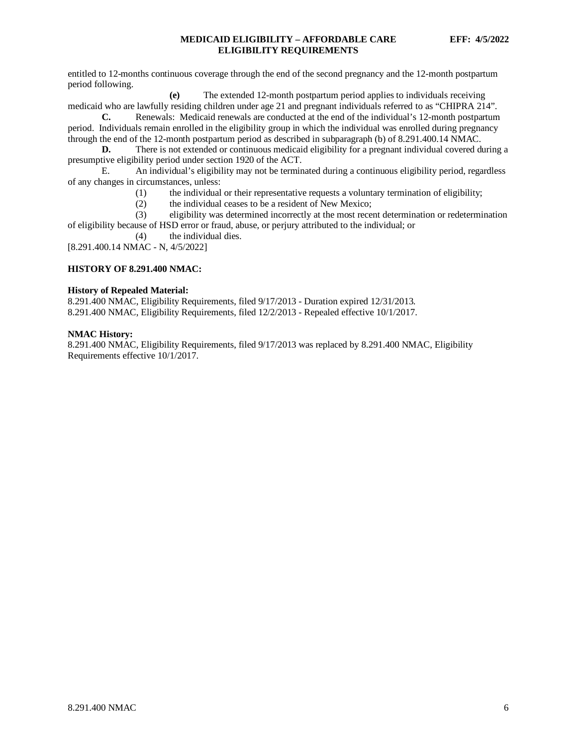entitled to 12-months continuous coverage through the end of the second pregnancy and the 12-month postpartum period following.

**(e)** The extended 12-month postpartum period applies to individuals receiving medicaid who are lawfully residing children under age 21 and pregnant individuals referred to as "CHIPRA 214".

**C.** Renewals: Medicaid renewals are conducted at the end of the individual's 12-month postpartum period. Individuals remain enrolled in the eligibility group in which the individual was enrolled during pregnancy through the end of the 12-month postpartum period as described in subparagraph (b) of 8.291.400.14 NMAC.

**D.** There is not extended or continuous medicaid eligibility for a pregnant individual covered during a presumptive eligibility period under section 1920 of the ACT.

E. An individual's eligibility may not be terminated during a continuous eligibility period, regardless of any changes in circumstances, unless:

(1) the individual or their representative requests a voluntary termination of eligibility;

(2) the individual ceases to be a resident of New Mexico;

(3) eligibility was determined incorrectly at the most recent determination or redetermination of eligibility because of HSD error or fraud, abuse, or perjury attributed to the individual; or

(4) the individual dies.

[8.291.400.14 NMAC - N, 4/5/2022]

**HISTORY OF 8.291.400 NMAC:**

**History of Repealed Material:**

8.291.400 NMAC, Eligibility Requirements, filed 9/17/2013 - Duration expired 12/31/2013.
8.291.400 NMAC, Eligibility Requirements, filed 12/2/2013 - Repealed effective 10/1/2017.

**NMAC History:**

8.291.400 NMAC, Eligibility Requirements, filed 9/17/2013 was replaced by 8.291.400 NMAC, Eligibility Requirements effective 10/1/2017.